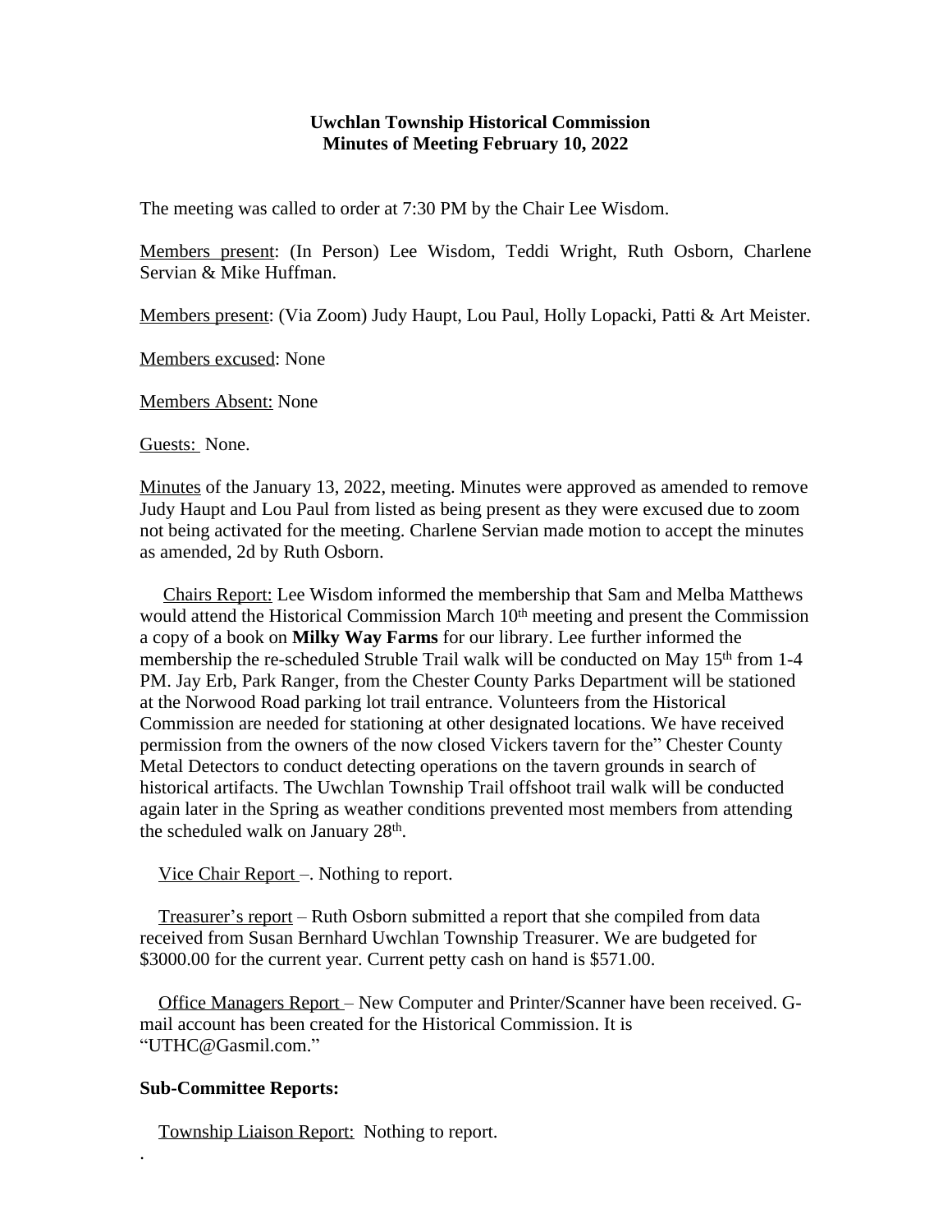**Uwchlan Township Historical Commission**
**Minutes of Meeting February 10, 2022**

The meeting was called to order at 7:30 PM by the Chair Lee Wisdom.

Members present: (In Person) Lee Wisdom, Teddi Wright, Ruth Osborn, Charlene Servian & Mike Huffman.

Members present: (Via Zoom) Judy Haupt, Lou Paul, Holly Lopacki, Patti & Art Meister.

Members excused: None

Members Absent: None

Guests: None.

Minutes of the January 13, 2022, meeting. Minutes were approved as amended to remove Judy Haupt and Lou Paul from listed as being present as they were excused due to zoom not being activated for the meeting. Charlene Servian made motion to accept the minutes as amended, 2d by Ruth Osborn.

Chairs Report: Lee Wisdom informed the membership that Sam and Melba Matthews would attend the Historical Commission March 10th meeting and present the Commission a copy of a book on **Milky Way Farms** for our library. Lee further informed the membership the re-scheduled Struble Trail walk will be conducted on May 15th from 1-4 PM. Jay Erb, Park Ranger, from the Chester County Parks Department will be stationed at the Norwood Road parking lot trail entrance. Volunteers from the Historical Commission are needed for stationing at other designated locations. We have received permission from the owners of the now closed Vickers tavern for the" Chester County Metal Detectors to conduct detecting operations on the tavern grounds in search of historical artifacts. The Uwchlan Township Trail offshoot trail walk will be conducted again later in the Spring as weather conditions prevented most members from attending the scheduled walk on January 28th.

Vice Chair Report –. Nothing to report.

Treasurer's report – Ruth Osborn submitted a report that she compiled from data received from Susan Bernhard Uwchlan Township Treasurer. We are budgeted for $3000.00 for the current year. Current petty cash on hand is $571.00.

Office Managers Report – New Computer and Printer/Scanner have been received. G-mail account has been created for the Historical Commission. It is "UTHC@Gasmil.com."

**Sub-Committee Reports:**

Township Liaison Report: Nothing to report.

.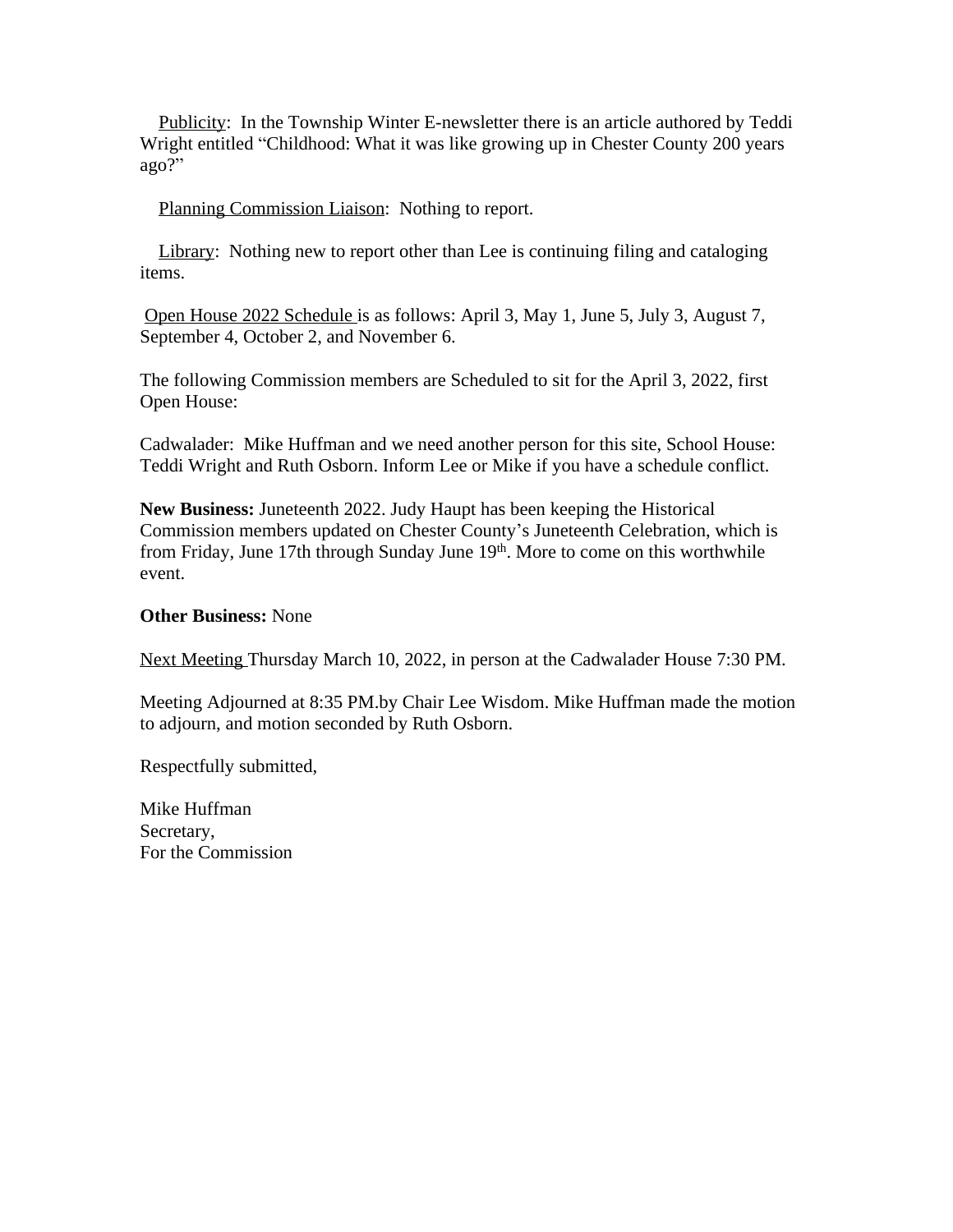Publicity: In the Township Winter E-newsletter there is an article authored by Teddi Wright entitled "Childhood: What it was like growing up in Chester County 200 years ago?"

Planning Commission Liaison: Nothing to report.

Library: Nothing new to report other than Lee is continuing filing and cataloging items.

Open House 2022 Schedule is as follows: April 3, May 1, June 5, July 3, August 7, September 4, October 2, and November 6.

The following Commission members are Scheduled to sit for the April 3, 2022, first Open House:

Cadwalader: Mike Huffman and we need another person for this site, School House: Teddi Wright and Ruth Osborn. Inform Lee or Mike if you have a schedule conflict.

**New Business:** Juneteenth 2022. Judy Haupt has been keeping the Historical Commission members updated on Chester County's Juneteenth Celebration, which is from Friday, June 17th through Sunday June 19th. More to come on this worthwhile event.

**Other Business:** None

Next Meeting Thursday March 10, 2022, in person at the Cadwalader House 7:30 PM.

Meeting Adjourned at 8:35 PM.by Chair Lee Wisdom. Mike Huffman made the motion to adjourn, and motion seconded by Ruth Osborn.

Respectfully submitted,

Mike Huffman
Secretary,
For the Commission